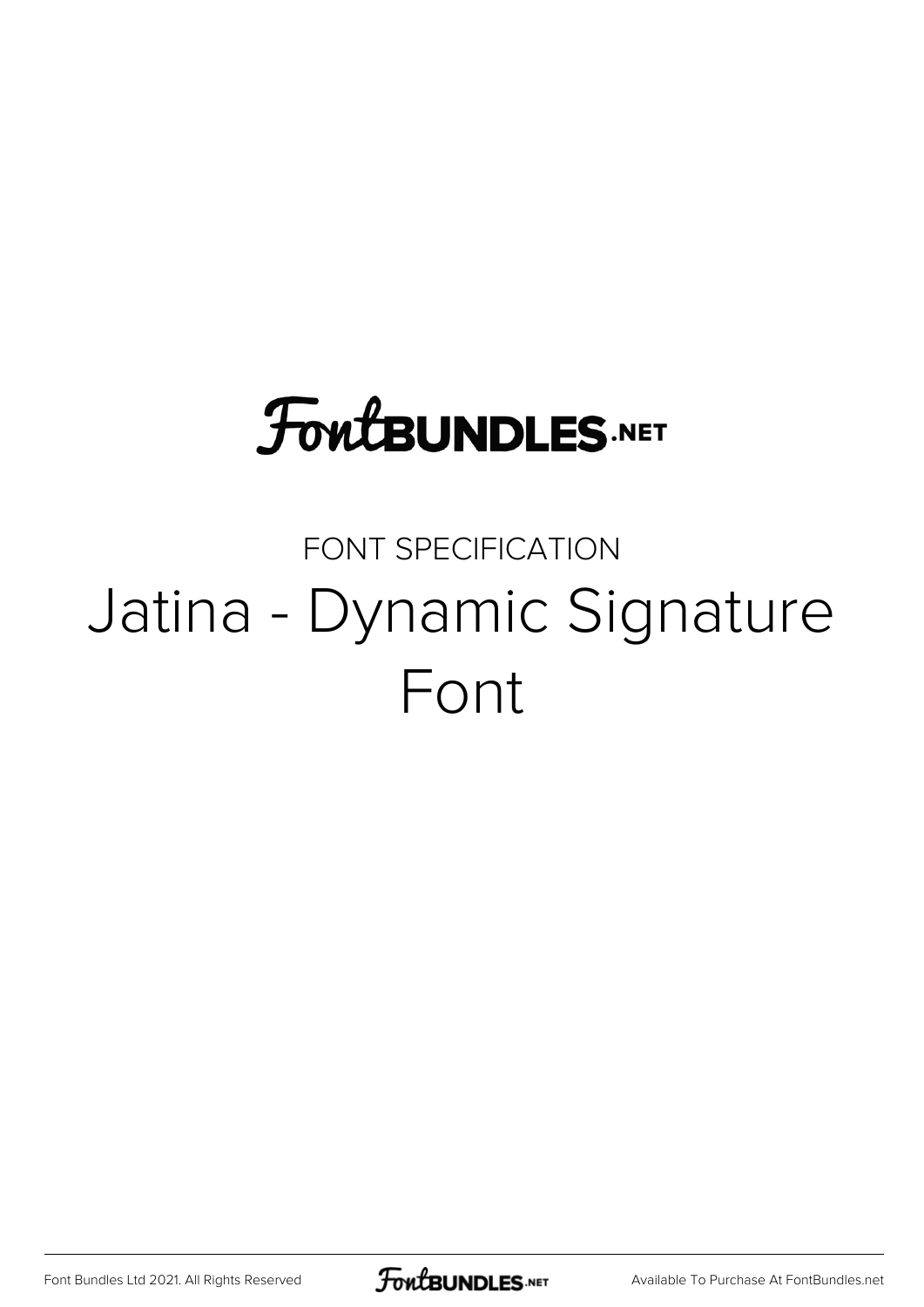FontBUNDLES.NET

FONT SPECIFICATION

# Jatina - Dynamic Signature Font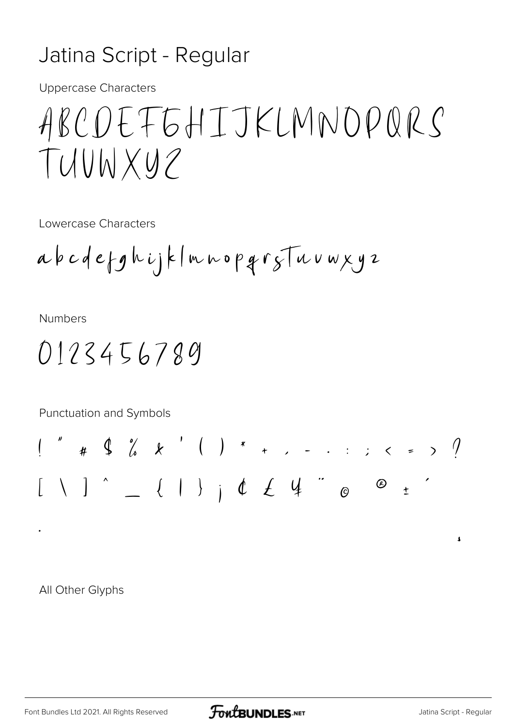# Jatina Script - Regular

Uppercase Characters

ABCDEFGHIJKLMNOPQRS
TUVWXYZ

Lowercase Characters

abcdefghijklmnopqrstuvwxyz

Numbers

0123456789

Punctuation and Symbols

! " # $ % & ' ( ) * + , - . : ; < = > ?
[ \ ] ^ _ { | } ¡ ¢ £ ¥ ¨ © ® ± ´
· ¸

All Other Glyphs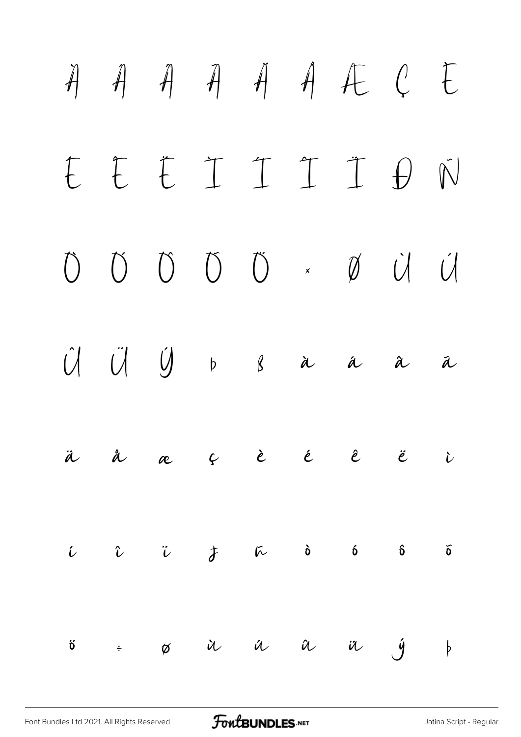À Á Â Ã Ä Å Æ Ç È

É Ê Ë Ì Í Î Ï Ð Ñ

Ò Ó Ô Õ Ö × Ø Ù Ú

Û Ü Ý Þ ß à á â ã

ä å æ ç è é ê ë ì

í î ï ð ñ ò ó ô õ

ö ÷ ø ù ú û ü ý þ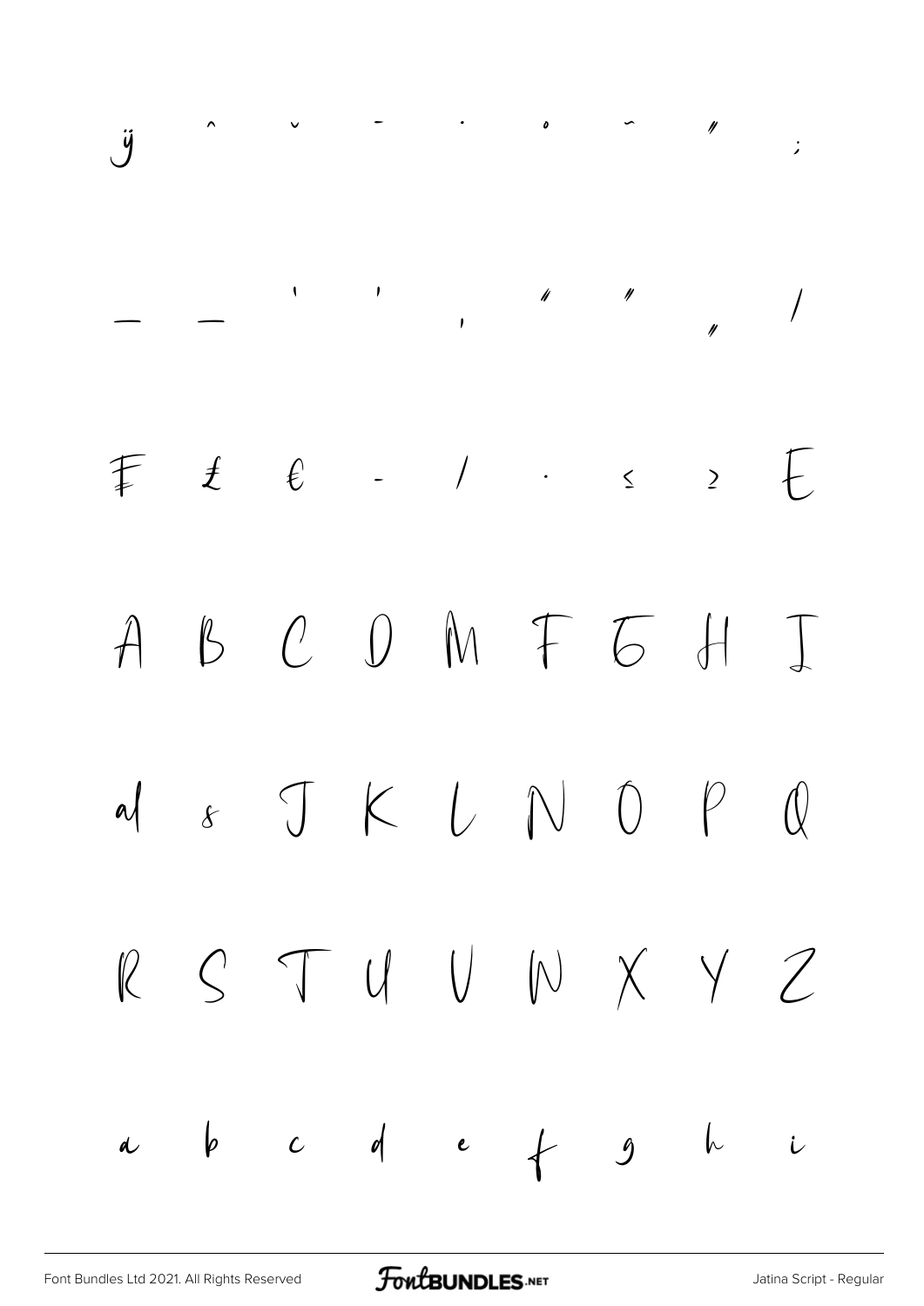ÿ ˆ ˇ ˉ ˙ ˚ ˜ ˝ ;

– — ' ' ‚ " " „ ⁄

₣ ₤ € − ∕ ∙ ≤ ≥ E

A B C D M F G H I

a s J K L N O P Q

R S T U V W X Y Z

a b c d e f g h i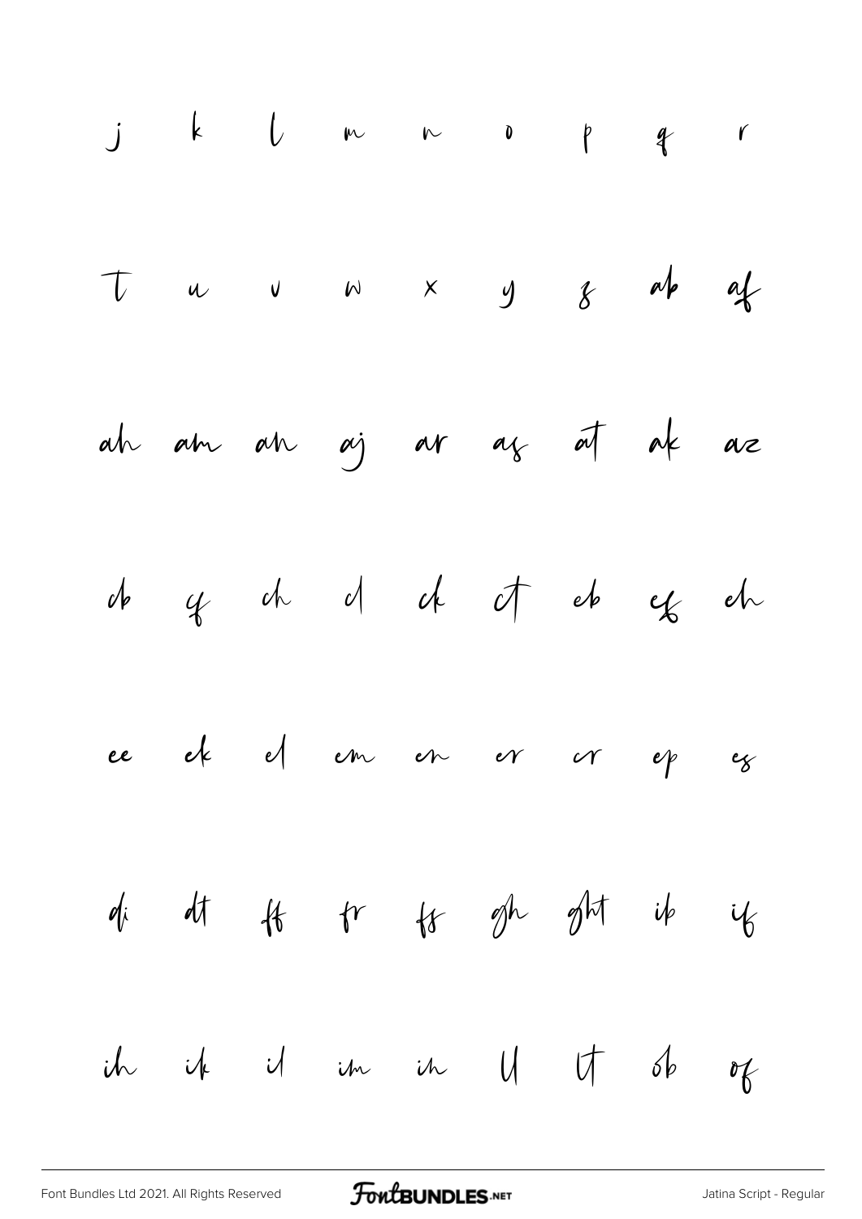j k l m n o p q r

T u v w x y z ab af

ah am an aj ar as at ak az

cb cf ch cl ck ct eb ef eh

ee ek el em en er cr ep es

di dt ff fr fs gh ght ib if

ih ik il im in ll lt ob of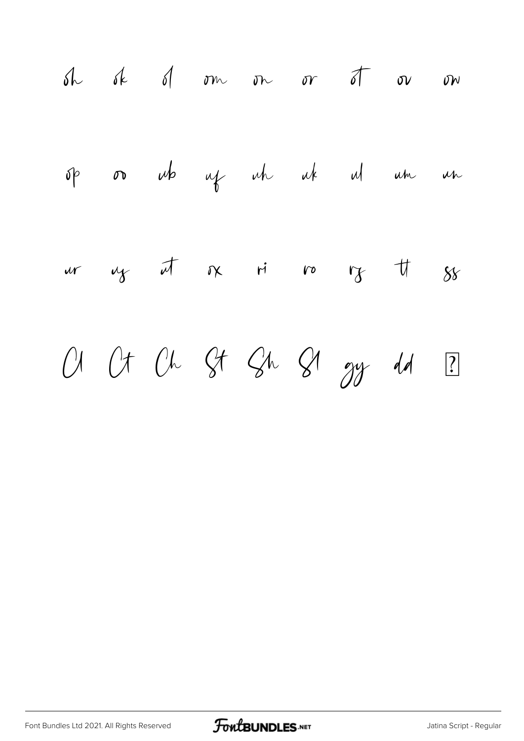sh sk sl om on or st ov ow

op oo ub uf uh uk ul um un

ur uy ut ox ri ro ry tt ss

Cl Ct Ch St Sh Sl gy dd ?